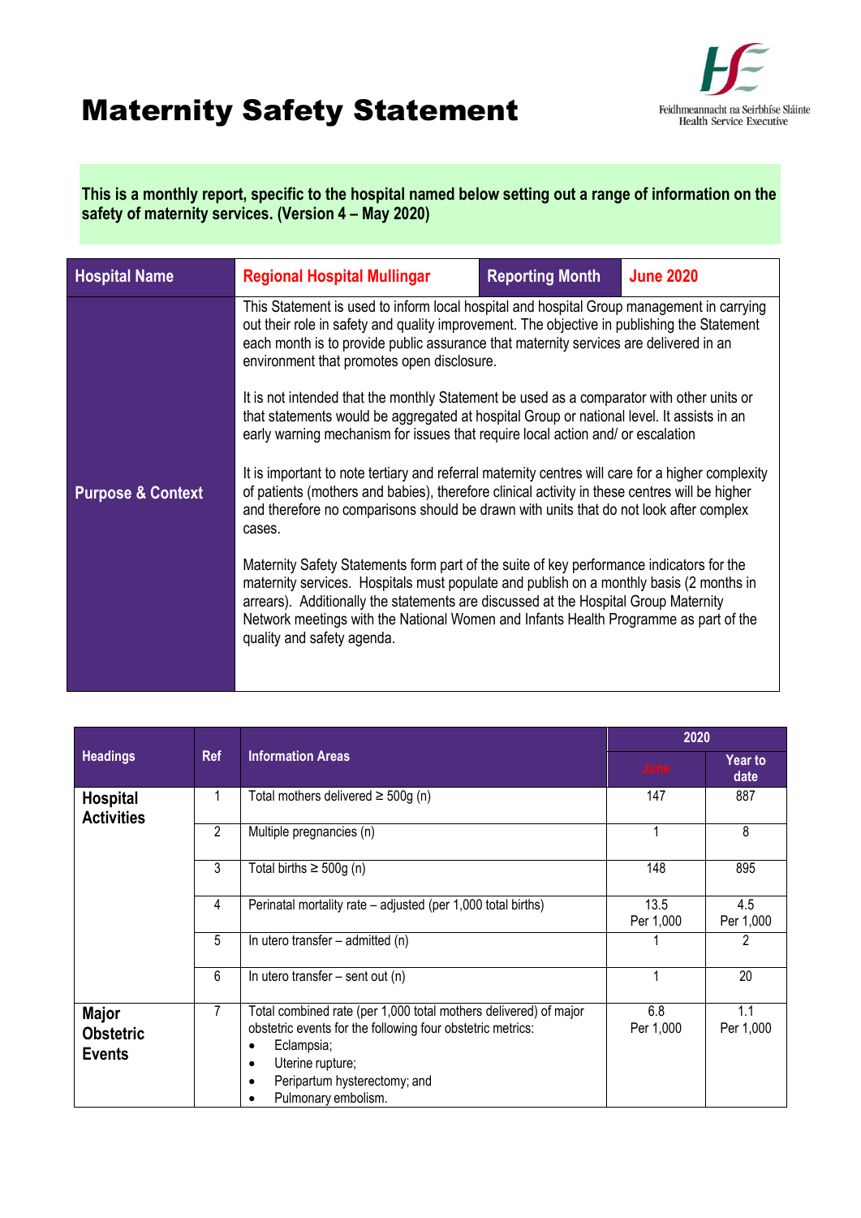# Maternity Safety Statement

Feidhmeannacht na Seirbhíse Sláinte
Health Service Executive

**This is a monthly report, specific to the hospital named below setting out a range of information on the safety of maternity services. (Version 4 – May 2020)**

| Hospital Name | Regional Hospital Mullingar | Reporting Month | June 2020 |
|---|---|---|---|
| Purpose & Context | This Statement is used to inform local hospital and hospital Group management in carrying out their role in safety and quality improvement. The objective in publishing the Statement each month is to provide public assurance that maternity services are delivered in an environment that promotes open disclosure.<br><br>It is not intended that the monthly Statement be used as a comparator with other units or that statements would be aggregated at hospital Group or national level. It assists in an early warning mechanism for issues that require local action and/ or escalation<br><br>It is important to note tertiary and referral maternity centres will care for a higher complexity of patients (mothers and babies), therefore clinical activity in these centres will be higher and therefore no comparisons should be drawn with units that do not look after complex cases.<br><br>Maternity Safety Statements form part of the suite of key performance indicators for the maternity services. Hospitals must populate and publish on a monthly basis (2 months in arrears). Additionally the statements are discussed at the Hospital Group Maternity Network meetings with the National Women and Infants Health Programme as part of the quality and safety agenda. | | |

| Headings | Ref | Information Areas | 2020 | |
|---|---|---|---|---|
| | | | June | Year to date |
| **Hospital Activities** | 1 | Total mothers delivered ≥ 500g (n) | 147 | 887 |
| | 2 | Multiple pregnancies (n) | 1 | 8 |
| | 3 | Total births ≥ 500g (n) | 148 | 895 |
| | 4 | Perinatal mortality rate – adjusted (per 1,000 total births) | 13.5 Per 1,000 | 4.5 Per 1,000 |
| | 5 | In utero transfer – admitted (n) | 1 | 2 |
| | 6 | In utero transfer – sent out (n) | 1 | 20 |
| **Major Obstetric Events** | 7 | Total combined rate (per 1,000 total mothers delivered) of major obstetric events for the following four obstetric metrics:<br>• Eclampsia;<br>• Uterine rupture;<br>• Peripartum hysterectomy; and<br>• Pulmonary embolism. | 6.8 Per 1,000 | 1.1 Per 1,000 |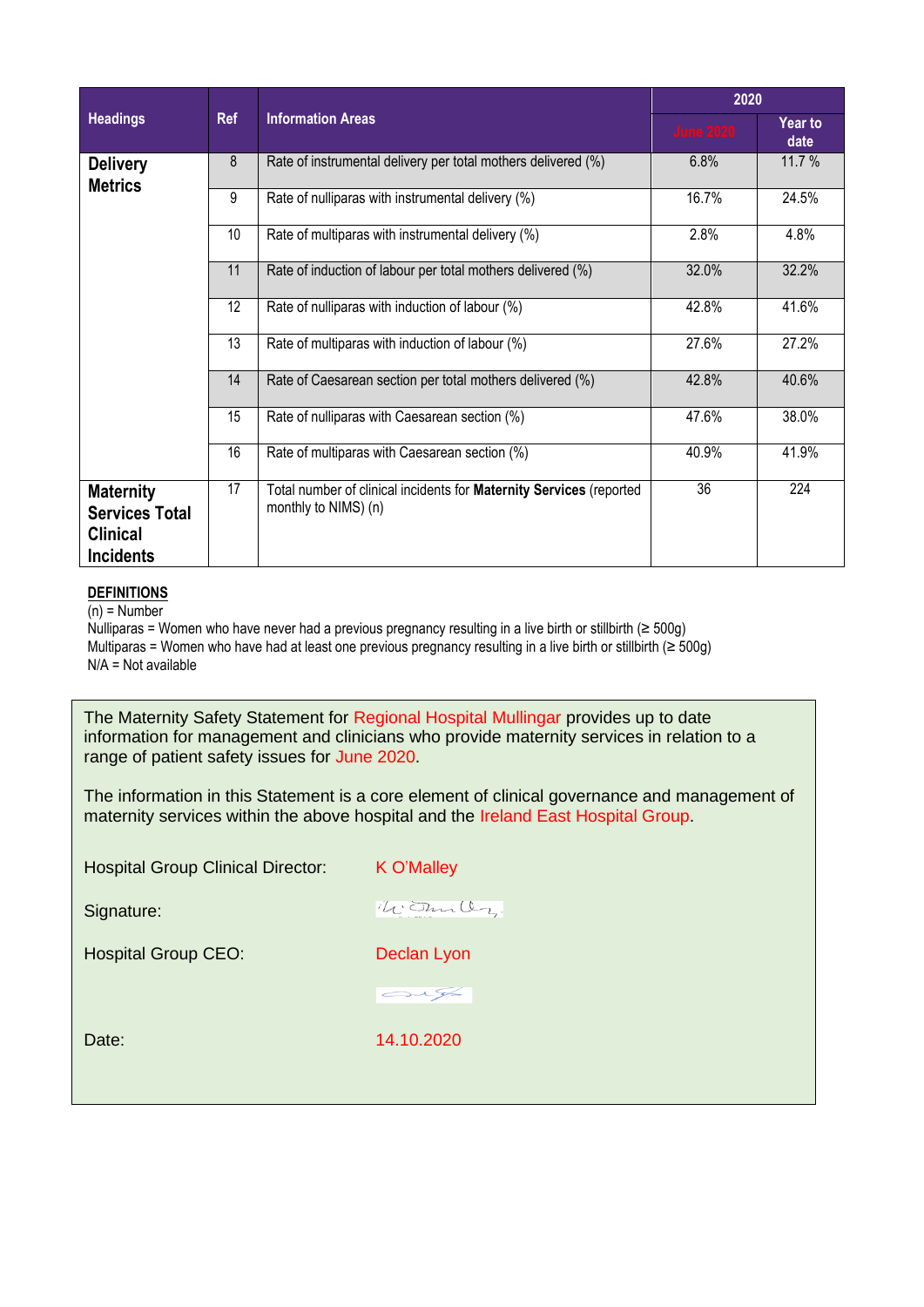| Headings | Ref | Information Areas | 2020 | |
|---|---|---|---|---|
| | | | June 2020 | Year to date |
| **Delivery Metrics** | 8 | Rate of instrumental delivery per total mothers delivered (%) | 6.8% | 11.7 % |
| | 9 | Rate of nulliparas with instrumental delivery (%) | 16.7% | 24.5% |
| | 10 | Rate of multiparas with instrumental delivery (%) | 2.8% | 4.8% |
| | 11 | Rate of induction of labour per total mothers delivered (%) | 32.0% | 32.2% |
| | 12 | Rate of nulliparas with induction of labour (%) | 42.8% | 41.6% |
| | 13 | Rate of multiparas with induction of labour (%) | 27.6% | 27.2% |
| | 14 | Rate of Caesarean section per total mothers delivered (%) | 42.8% | 40.6% |
| | 15 | Rate of nulliparas with Caesarean section (%) | 47.6% | 38.0% |
| | 16 | Rate of multiparas with Caesarean section (%) | 40.9% | 41.9% |
| **Maternity Services Total Clinical Incidents** | 17 | Total number of clinical incidents for **Maternity Services** (reported monthly to NIMS) (n) | 36 | 224 |

**DEFINITIONS**

(n) = Number

Nulliparas = Women who have never had a previous pregnancy resulting in a live birth or stillbirth (≥ 500g)

Multiparas = Women who have had at least one previous pregnancy resulting in a live birth or stillbirth (≥ 500g)

N/A = Not available

The Maternity Safety Statement for Regional Hospital Mullingar provides up to date information for management and clinicians who provide maternity services in relation to a range of patient safety issues for June 2020.

The information in this Statement is a core element of clinical governance and management of maternity services within the above hospital and the Ireland East Hospital Group.

Hospital Group Clinical Director: K O'Malley

Signature:

Hospital Group CEO: Declan Lyon

Date: 14.10.2020